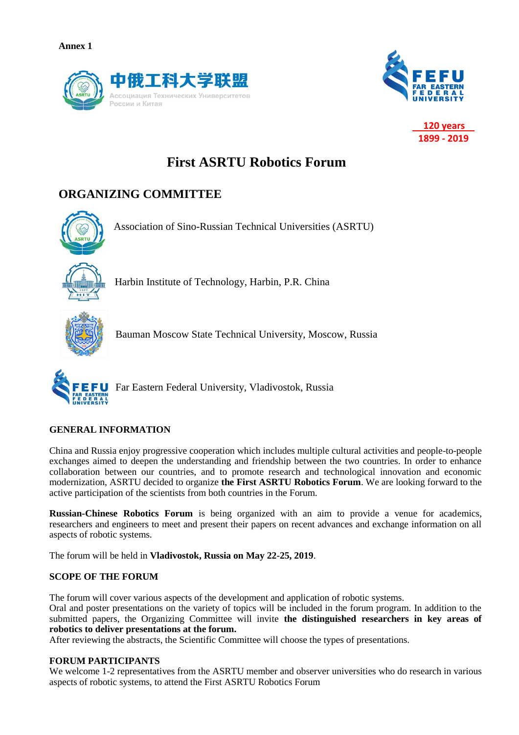**Annex 1**

中俄工科大学联盟
Ассоциация Технических Университетов России и Китая

FEFU FAR EASTERN FEDERAL UNIVERSITY

120 years
1899 - 2019

# First ASRTU Robotics Forum

## ORGANIZING COMMITTEE

Association of Sino-Russian Technical Universities (ASRTU)

Harbin Institute of Technology, Harbin, P.R. China

Bauman Moscow State Technical University, Moscow, Russia

Far Eastern Federal University, Vladivostok, Russia

### GENERAL INFORMATION

China and Russia enjoy progressive cooperation which includes multiple cultural activities and people-to-people exchanges aimed to deepen the understanding and friendship between the two countries. In order to enhance collaboration between our countries, and to promote research and technological innovation and economic modernization, ASRTU decided to organize **the First ASRTU Robotics Forum**. We are looking forward to the active participation of the scientists from both countries in the Forum.

**Russian-Chinese Robotics Forum** is being organized with an aim to provide a venue for academics, researchers and engineers to meet and present their papers on recent advances and exchange information on all aspects of robotic systems.

The forum will be held in **Vladivostok, Russia on May 22-25, 2019**.

### SCOPE OF THE FORUM

The forum will cover various aspects of the development and application of robotic systems.
Oral and poster presentations on the variety of topics will be included in the forum program. In addition to the submitted papers, the Organizing Committee will invite **the distinguished researchers in key areas of robotics to deliver presentations at the forum.**
After reviewing the abstracts, the Scientific Committee will choose the types of presentations.

### FORUM PARTICIPANTS

We welcome 1-2 representatives from the ASRTU member and observer universities who do research in various aspects of robotic systems, to attend the First ASRTU Robotics Forum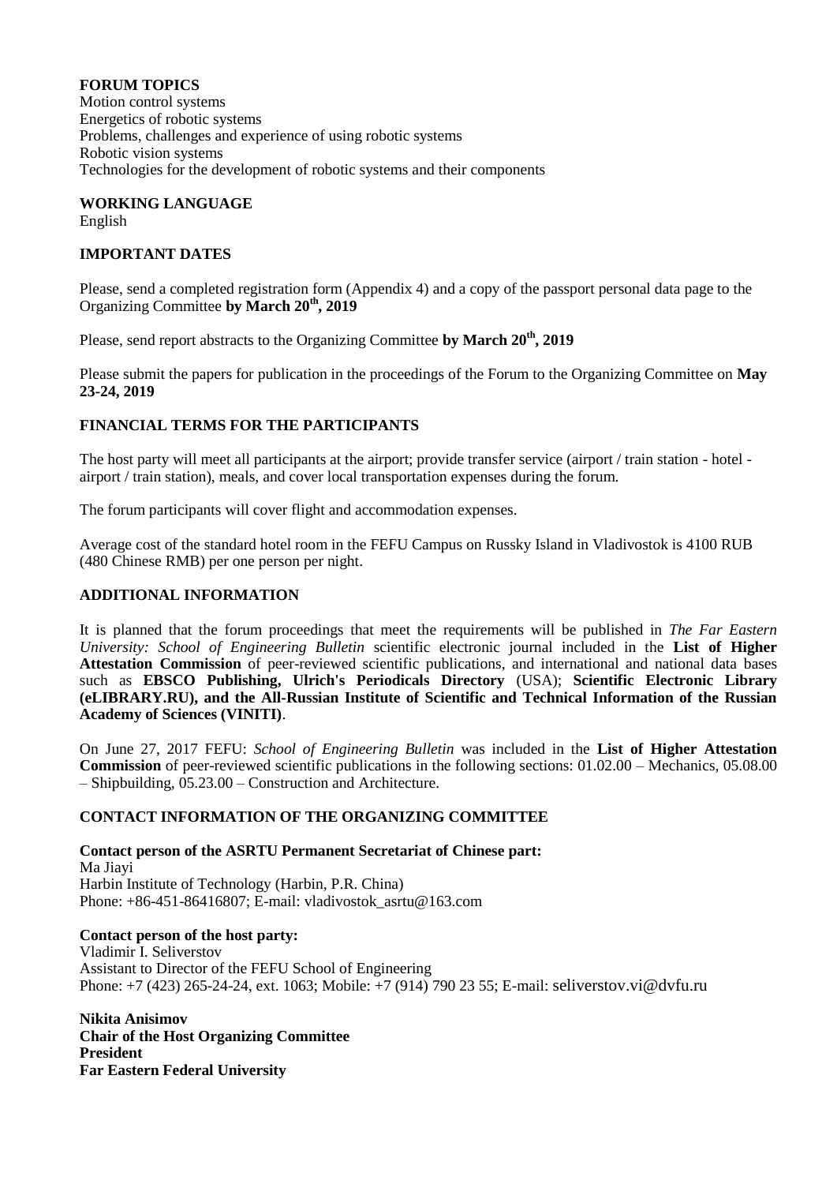**FORUM TOPICS**
Motion control systems
Energetics of robotic systems
Problems, challenges and experience of using robotic systems
Robotic vision systems
Technologies for the development of robotic systems and their components

**WORKING LANGUAGE**
English

**IMPORTANT DATES**

Please, send a completed registration form (Appendix 4) and a copy of the passport personal data page to the Organizing Committee **by March 20th, 2019**

Please, send report abstracts to the Organizing Committee **by March 20th, 2019**

Please submit the papers for publication in the proceedings of the Forum to the Organizing Committee on **May 23-24, 2019**

**FINANCIAL TERMS FOR THE PARTICIPANTS**

The host party will meet all participants at the airport; provide transfer service (airport / train station - hotel - airport / train station), meals, and cover local transportation expenses during the forum.

The forum participants will cover flight and accommodation expenses.

Average cost of the standard hotel room in the FEFU Campus on Russky Island in Vladivostok is 4100 RUB (480 Chinese RMB) per one person per night.

**ADDITIONAL INFORMATION**

It is planned that the forum proceedings that meet the requirements will be published in *The Far Eastern University: School of Engineering Bulletin* scientific electronic journal included in the **List of Higher Attestation Commission** of peer-reviewed scientific publications, and international and national data bases such as **EBSCO Publishing, Ulrich's Periodicals Directory** (USA); **Scientific Electronic Library (eLIBRARY.RU), and the All-Russian Institute of Scientific and Technical Information of the Russian Academy of Sciences (VINITI)**.

On June 27, 2017 FEFU: *School of Engineering Bulletin* was included in the **List of Higher Attestation Commission** of peer-reviewed scientific publications in the following sections: 01.02.00 – Mechanics, 05.08.00 – Shipbuilding, 05.23.00 – Construction and Architecture.

**CONTACT INFORMATION OF THE ORGANIZING COMMITTEE**

**Contact person of the ASRTU Permanent Secretariat of Chinese part:**
Ma Jiayi
Harbin Institute of Technology (Harbin, P.R. China)
Phone: +86-451-86416807; E-mail: vladivostok_asrtu@163.com

**Contact person of the host party:**
Vladimir I. Seliverstov
Assistant to Director of the FEFU School of Engineering
Phone: +7 (423) 265-24-24, ext. 1063; Mobile: +7 (914) 790 23 55; E-mail: seliverstov.vi@dvfu.ru

**Nikita Anisimov**
**Chair of the Host Organizing Committee**
**President**
**Far Eastern Federal University**